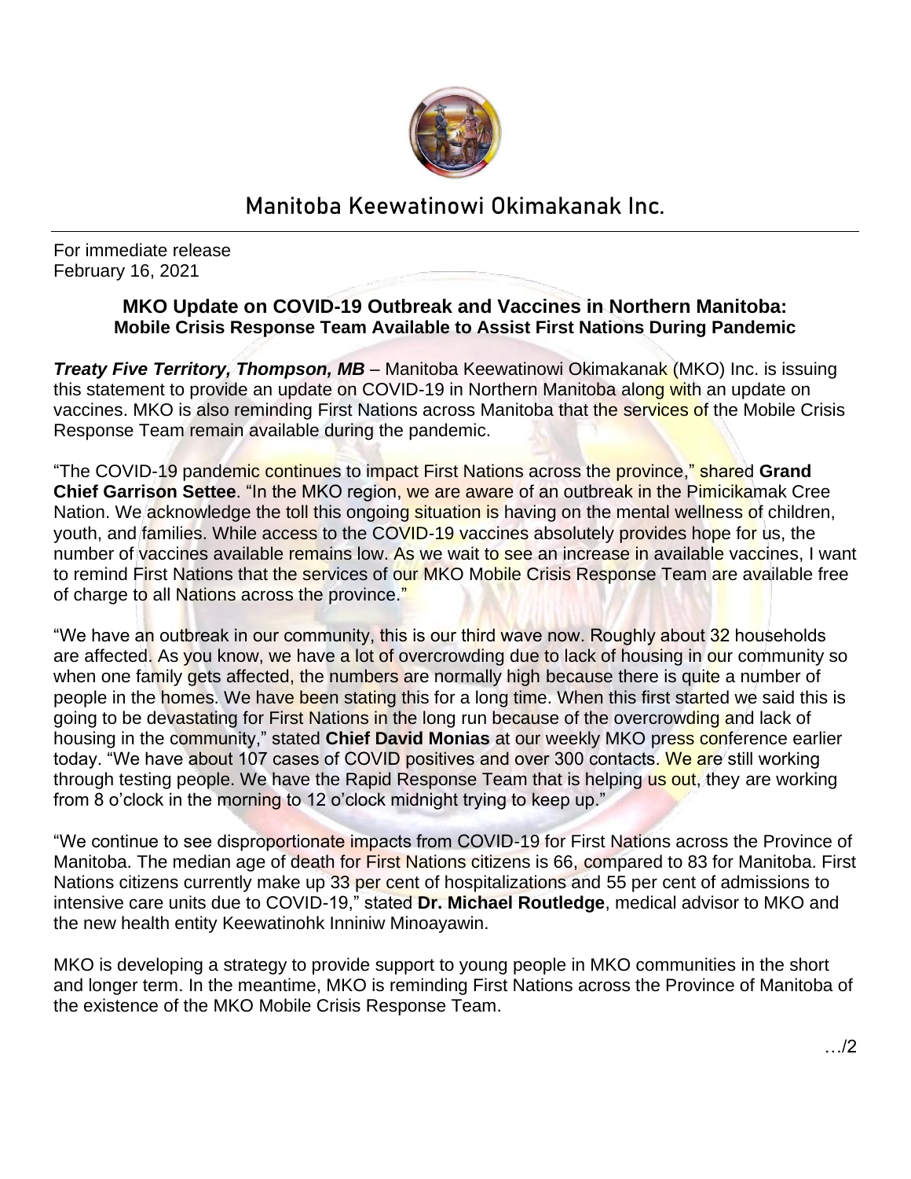# Manitoba Keewatinowi Okimakanak Inc.

For immediate release
February 16, 2021

**MKO Update on COVID-19 Outbreak and Vaccines in Northern Manitoba:**
**Mobile Crisis Response Team Available to Assist First Nations During Pandemic**

***Treaty Five Territory, Thompson, MB*** – Manitoba Keewatinowi Okimakanak (MKO) Inc. is issuing this statement to provide an update on COVID-19 in Northern Manitoba along with an update on vaccines. MKO is also reminding First Nations across Manitoba that the services of the Mobile Crisis Response Team remain available during the pandemic.

"The COVID-19 pandemic continues to impact First Nations across the province," shared **Grand Chief Garrison Settee**. "In the MKO region, we are aware of an outbreak in the Pimicikamak Cree Nation. We acknowledge the toll this ongoing situation is having on the mental wellness of children, youth, and families. While access to the COVID-19 vaccines absolutely provides hope for us, the number of vaccines available remains low. As we wait to see an increase in available vaccines, I want to remind First Nations that the services of our MKO Mobile Crisis Response Team are available free of charge to all Nations across the province."

"We have an outbreak in our community, this is our third wave now. Roughly about 32 households are affected. As you know, we have a lot of overcrowding due to lack of housing in our community so when one family gets affected, the numbers are normally high because there is quite a number of people in the homes. We have been stating this for a long time. When this first started we said this is going to be devastating for First Nations in the long run because of the overcrowding and lack of housing in the community," stated **Chief David Monias** at our weekly MKO press conference earlier today. "We have about 107 cases of COVID positives and over 300 contacts. We are still working through testing people. We have the Rapid Response Team that is helping us out, they are working from 8 o'clock in the morning to 12 o'clock midnight trying to keep up."

"We continue to see disproportionate impacts from COVID-19 for First Nations across the Province of Manitoba. The median age of death for First Nations citizens is 66, compared to 83 for Manitoba. First Nations citizens currently make up 33 per cent of hospitalizations and 55 per cent of admissions to intensive care units due to COVID-19," stated **Dr. Michael Routledge**, medical advisor to MKO and the new health entity Keewatinohk Inniniw Minoayawin.

MKO is developing a strategy to provide support to young people in MKO communities in the short and longer term. In the meantime, MKO is reminding First Nations across the Province of Manitoba of the existence of the MKO Mobile Crisis Response Team.

…/2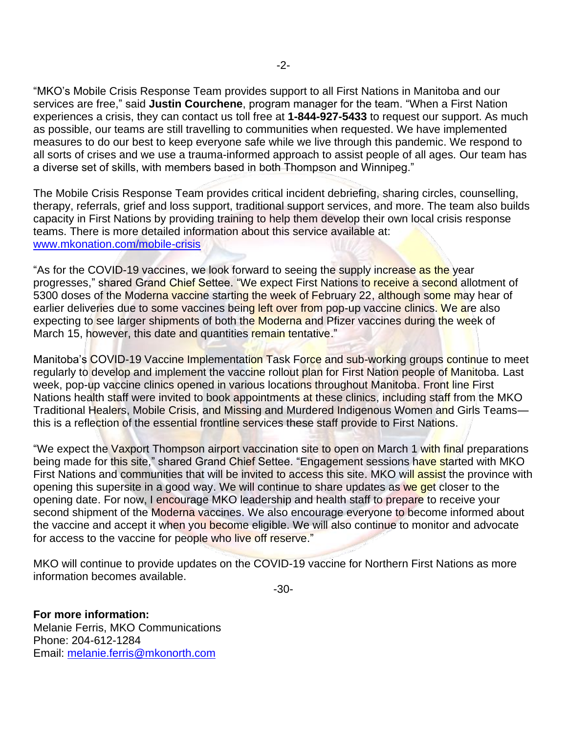"MKO's Mobile Crisis Response Team provides support to all First Nations in Manitoba and our services are free," said **Justin Courchene**, program manager for the team. "When a First Nation experiences a crisis, they can contact us toll free at **1-844-927-5433** to request our support. As much as possible, our teams are still travelling to communities when requested. We have implemented measures to do our best to keep everyone safe while we live through this pandemic. We respond to all sorts of crises and we use a trauma-informed approach to assist people of all ages. Our team has a diverse set of skills, with members based in both Thompson and Winnipeg."

The Mobile Crisis Response Team provides critical incident debriefing, sharing circles, counselling, therapy, referrals, grief and loss support, traditional support services, and more. The team also builds capacity in First Nations by providing training to help them develop their own local crisis response teams. There is more detailed information about this service available at: [www.mkonation.com/mobile-crisis](http://www.mkonation.com/mobile-crisis)

"As for the COVID-19 vaccines, we look forward to seeing the supply increase as the year progresses," shared Grand Chief Settee. "We expect First Nations to receive a second allotment of 5300 doses of the Moderna vaccine starting the week of February 22, although some may hear of earlier deliveries due to some vaccines being left over from pop-up vaccine clinics. We are also expecting to see larger shipments of both the Moderna and Pfizer vaccines during the week of March 15, however, this date and quantities remain tentative."

Manitoba's COVID-19 Vaccine Implementation Task Force and sub-working groups continue to meet regularly to develop and implement the vaccine rollout plan for First Nation people of Manitoba. Last week, pop-up vaccine clinics opened in various locations throughout Manitoba. Front line First Nations health staff were invited to book appointments at these clinics, including staff from the MKO Traditional Healers, Mobile Crisis, and Missing and Murdered Indigenous Women and Girls Teams—this is a reflection of the essential frontline services these staff provide to First Nations.

"We expect the Vaxport Thompson airport vaccination site to open on March 1 with final preparations being made for this site," shared Grand Chief Settee. "Engagement sessions have started with MKO First Nations and communities that will be invited to access this site. MKO will assist the province with opening this supersite in a good way. We will continue to share updates as we get closer to the opening date. For now, I encourage MKO leadership and health staff to prepare to receive your second shipment of the Moderna vaccines. We also encourage everyone to become informed about the vaccine and accept it when you become eligible. We will also continue to monitor and advocate for access to the vaccine for people who live off reserve."

MKO will continue to provide updates on the COVID-19 vaccine for Northern First Nations as more information becomes available.

-30-

**For more information:**
Melanie Ferris, MKO Communications
Phone: 204-612-1284
Email: [melanie.ferris@mkonorth.com](mailto:melanie.ferris@mkonorth.com)